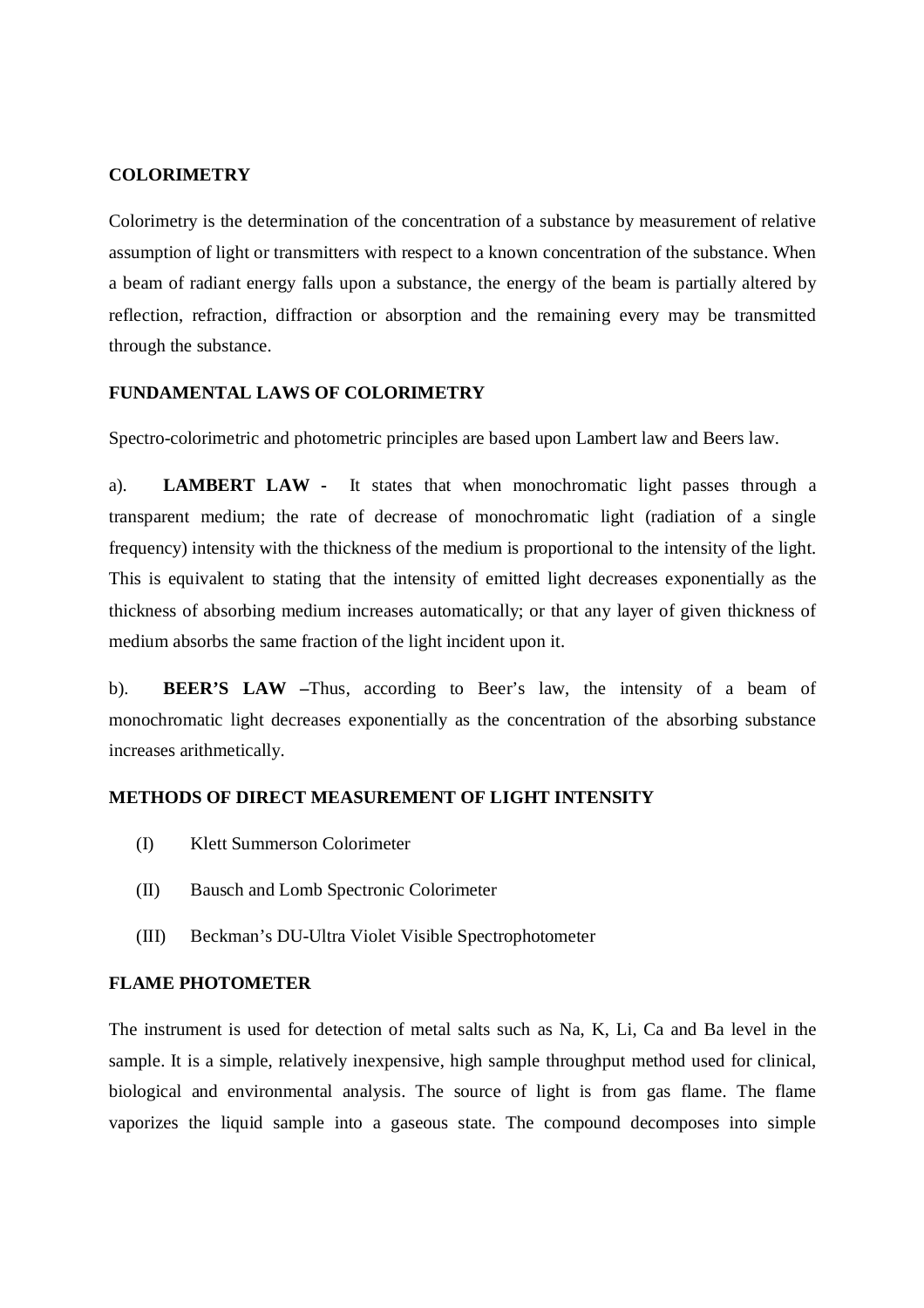**COLORIMETRY**

Colorimetry is the determination of the concentration of a substance by measurement of relative assumption of light or transmitters with respect to a known concentration of the substance. When a beam of radiant energy falls upon a substance, the energy of the beam is partially altered by reflection, refraction, diffraction or absorption and the remaining every may be transmitted through the substance.

**FUNDAMENTAL LAWS OF COLORIMETRY**

Spectro-colorimetric and photometric principles are based upon Lambert law and Beers law.

a). **LAMBERT LAW -** It states that when monochromatic light passes through a transparent medium; the rate of decrease of monochromatic light (radiation of a single frequency) intensity with the thickness of the medium is proportional to the intensity of the light. This is equivalent to stating that the intensity of emitted light decreases exponentially as the thickness of absorbing medium increases automatically; or that any layer of given thickness of medium absorbs the same fraction of the light incident upon it.

b). **BEER'S LAW –**Thus, according to Beer's law, the intensity of a beam of monochromatic light decreases exponentially as the concentration of the absorbing substance increases arithmetically.

**METHODS OF DIRECT MEASUREMENT OF LIGHT INTENSITY**

(I) Klett Summerson Colorimeter

(II) Bausch and Lomb Spectronic Colorimeter

(III) Beckman's DU-Ultra Violet Visible Spectrophotometer

**FLAME PHOTOMETER**

The instrument is used for detection of metal salts such as Na, K, Li, Ca and Ba level in the sample. It is a simple, relatively inexpensive, high sample throughput method used for clinical, biological and environmental analysis. The source of light is from gas flame. The flame vaporizes the liquid sample into a gaseous state. The compound decomposes into simple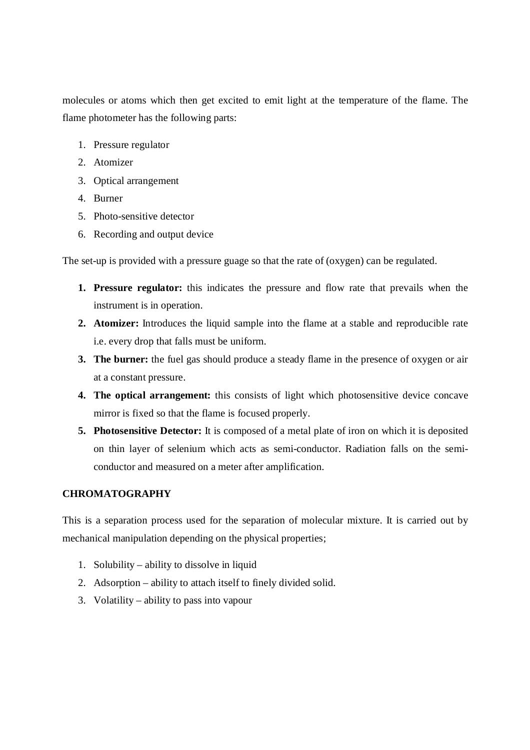molecules or atoms which then get excited to emit light at the temperature of the flame. The flame photometer has the following parts:

1. Pressure regulator
2. Atomizer
3. Optical arrangement
4. Burner
5. Photo-sensitive detector
6. Recording and output device

The set-up is provided with a pressure guage so that the rate of (oxygen) can be regulated.

1. **Pressure regulator:** this indicates the pressure and flow rate that prevails when the instrument is in operation.
2. **Atomizer:** Introduces the liquid sample into the flame at a stable and reproducible rate i.e. every drop that falls must be uniform.
3. **The burner:** the fuel gas should produce a steady flame in the presence of oxygen or air at a constant pressure.
4. **The optical arrangement:** this consists of light which photosensitive device concave mirror is fixed so that the flame is focused properly.
5. **Photosensitive Detector:** It is composed of a metal plate of iron on which it is deposited on thin layer of selenium which acts as semi-conductor. Radiation falls on the semi-conductor and measured on a meter after amplification.

**CHROMATOGRAPHY**

This is a separation process used for the separation of molecular mixture. It is carried out by mechanical manipulation depending on the physical properties;

1. Solubility – ability to dissolve in liquid
2. Adsorption – ability to attach itself to finely divided solid.
3. Volatility – ability to pass into vapour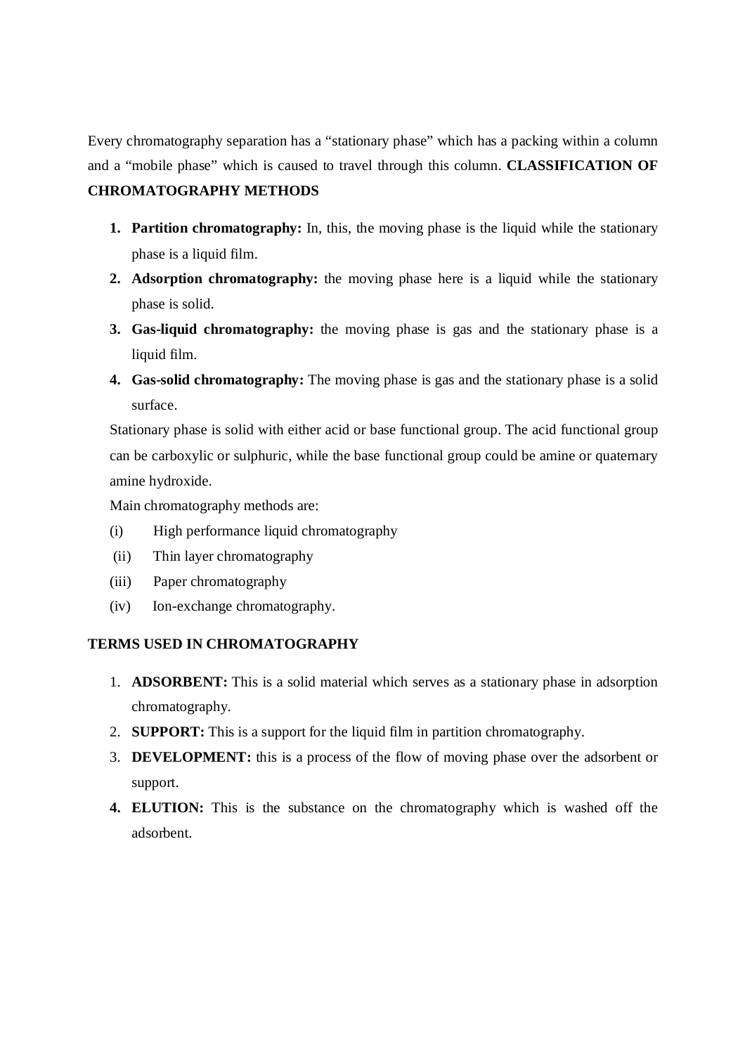Every chromatography separation has a "stationary phase" which has a packing within a column and a "mobile phase" which is caused to travel through this column. **CLASSIFICATION OF CHROMATOGRAPHY METHODS**

1. **Partition chromatography:** In, this, the moving phase is the liquid while the stationary phase is a liquid film.
2. **Adsorption chromatography:** the moving phase here is a liquid while the stationary phase is solid.
3. **Gas-liquid chromatography:** the moving phase is gas and the stationary phase is a liquid film.
4. **Gas-solid chromatography:** The moving phase is gas and the stationary phase is a solid surface.

Stationary phase is solid with either acid or base functional group. The acid functional group can be carboxylic or sulphuric, while the base functional group could be amine or quaternary amine hydroxide.

Main chromatography methods are:

(i) High performance liquid chromatography

(ii) Thin layer chromatography

(iii) Paper chromatography

(iv) Ion-exchange chromatography.

**TERMS USED IN CHROMATOGRAPHY**

1. **ADSORBENT:** This is a solid material which serves as a stationary phase in adsorption chromatography.
2. **SUPPORT:** This is a support for the liquid film in partition chromatography.
3. **DEVELOPMENT:** this is a process of the flow of moving phase over the adsorbent or support.
4. **ELUTION:** This is the substance on the chromatography which is washed off the adsorbent.